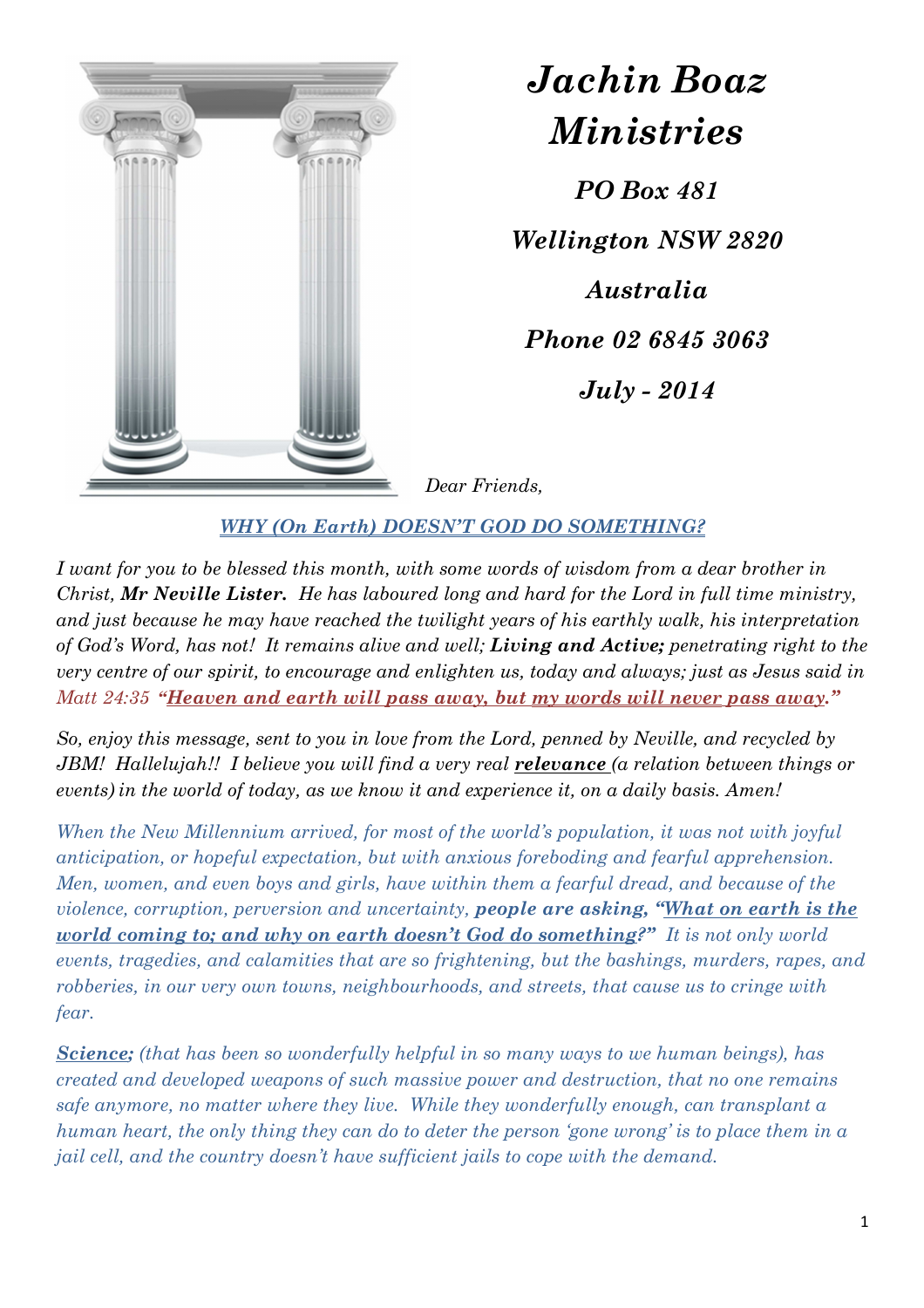# *Jachin Boaz Ministries*

***PO Box 481***

***Wellington NSW 2820***

***Australia***

***Phone 02 6845 3063***

***July - 2014***

*Dear Friends,*

## *WHY (On Earth) DOESN'T GOD DO SOMETHING?*

*I want for you to be blessed this month, with some words of wisdom from a dear brother in Christ, **Mr Neville Lister.** He has laboured long and hard for the Lord in full time ministry, and just because he may have reached the twilight years of his earthly walk, his interpretation of God's Word, has not! It remains alive and well; **Living and Active;** penetrating right to the very centre of our spirit, to encourage and enlighten us, today and always; just as Jesus said in Matt 24:35 **"Heaven and earth will pass away, but my words will never pass away."***

*So, enjoy this message, sent to you in love from the Lord, penned by Neville, and recycled by JBM! Hallelujah!! I believe you will find a very real **relevance** (a relation between things or events) in the world of today, as we know it and experience it, on a daily basis. Amen!*

*When the New Millennium arrived, for most of the world's population, it was not with joyful anticipation, or hopeful expectation, but with anxious foreboding and fearful apprehension. Men, women, and even boys and girls, have within them a fearful dread, and because of the violence, corruption, perversion and uncertainty, **people are asking, "What on earth is the world coming to; and why on earth doesn't God do something?"** It is not only world events, tragedies, and calamities that are so frightening, but the bashings, murders, rapes, and robberies, in our very own towns, neighbourhoods, and streets, that cause us to cringe with fear.*

*__Science;__ (that has been so wonderfully helpful in so many ways to we human beings), has created and developed weapons of such massive power and destruction, that no one remains safe anymore, no matter where they live. While they wonderfully enough, can transplant a human heart, the only thing they can do to deter the person 'gone wrong' is to place them in a jail cell, and the country doesn't have sufficient jails to cope with the demand.*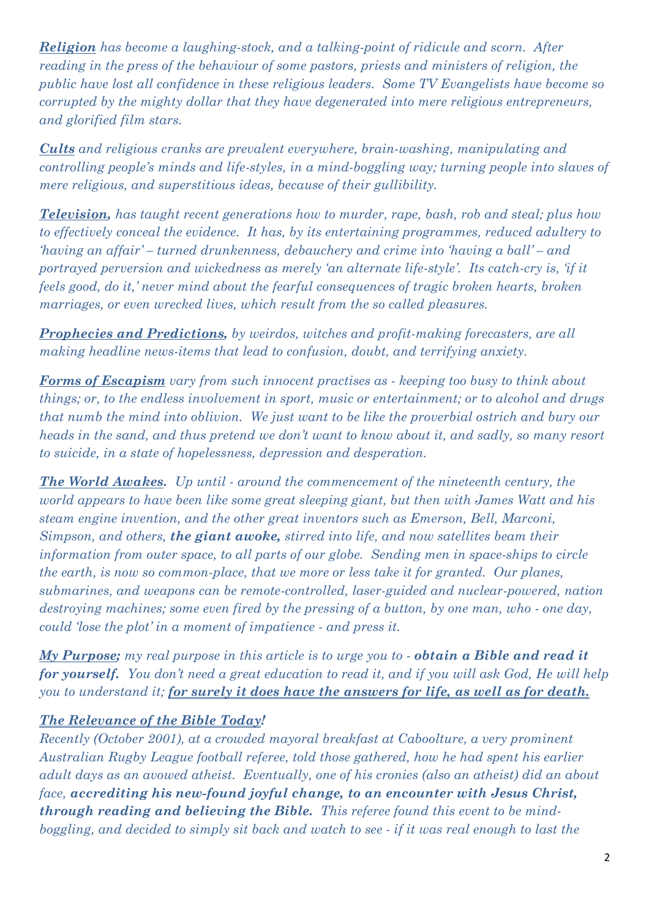*__**Religion**__ has become a laughing-stock, and a talking-point of ridicule and scorn. After reading in the press of the behaviour of some pastors, priests and ministers of religion, the public have lost all confidence in these religious leaders. Some TV Evangelists have become so corrupted by the mighty dollar that they have degenerated into mere religious entrepreneurs, and glorified film stars.*

*__**Cults**__ and religious cranks are prevalent everywhere, brain-washing, manipulating and controlling people's minds and life-styles, in a mind-boggling way; turning people into slaves of mere religious, and superstitious ideas, because of their gullibility.*

*__**Television,**__ has taught recent generations how to murder, rape, bash, rob and steal; plus how to effectively conceal the evidence. It has, by its entertaining programmes, reduced adultery to 'having an affair' – turned drunkenness, debauchery and crime into 'having a ball' – and portrayed perversion and wickedness as merely 'an alternate life-style'. Its catch-cry is, 'if it feels good, do it,' never mind about the fearful consequences of tragic broken hearts, broken marriages, or even wrecked lives, which result from the so called pleasures.*

*__**Prophecies and Predictions,**__ by weirdos, witches and profit-making forecasters, are all making headline news-items that lead to confusion, doubt, and terrifying anxiety.*

*__**Forms of Escapism**__ vary from such innocent practises as - keeping too busy to think about things; or, to the endless involvement in sport, music or entertainment; or to alcohol and drugs that numb the mind into oblivion. We just want to be like the proverbial ostrich and bury our heads in the sand, and thus pretend we don't want to know about it, and sadly, so many resort to suicide, in a state of hopelessness, depression and desperation.*

*__**The World Awakes.**__ Up until - around the commencement of the nineteenth century, the world appears to have been like some great sleeping giant, but then with James Watt and his steam engine invention, and the other great inventors such as Emerson, Bell, Marconi, Simpson, and others, **the giant awoke,** stirred into life, and now satellites beam their information from outer space, to all parts of our globe. Sending men in space-ships to circle the earth, is now so common-place, that we more or less take it for granted. Our planes, submarines, and weapons can be remote-controlled, laser-guided and nuclear-powered, nation destroying machines; some even fired by the pressing of a button, by one man, who - one day, could 'lose the plot' in a moment of impatience - and press it.*

*__**My Purpose;**__ my real purpose in this article is to urge you to - **obtain a Bible and read it for yourself.** You don't need a great education to read it, and if you will ask God, He will help you to understand it; __**for surely it does have the answers for life, as well as for death.**__*

*__**The Relevance of the Bible Today!**__*

*Recently (October 2001), at a crowded mayoral breakfast at Caboolture, a very prominent Australian Rugby League football referee, told those gathered, how he had spent his earlier adult days as an avowed atheist. Eventually, one of his cronies (also an atheist) did an about face, **accrediting his new-found joyful change, to an encounter with Jesus Christ, through reading and believing the Bible.** This referee found this event to be mind-boggling, and decided to simply sit back and watch to see - if it was real enough to last the*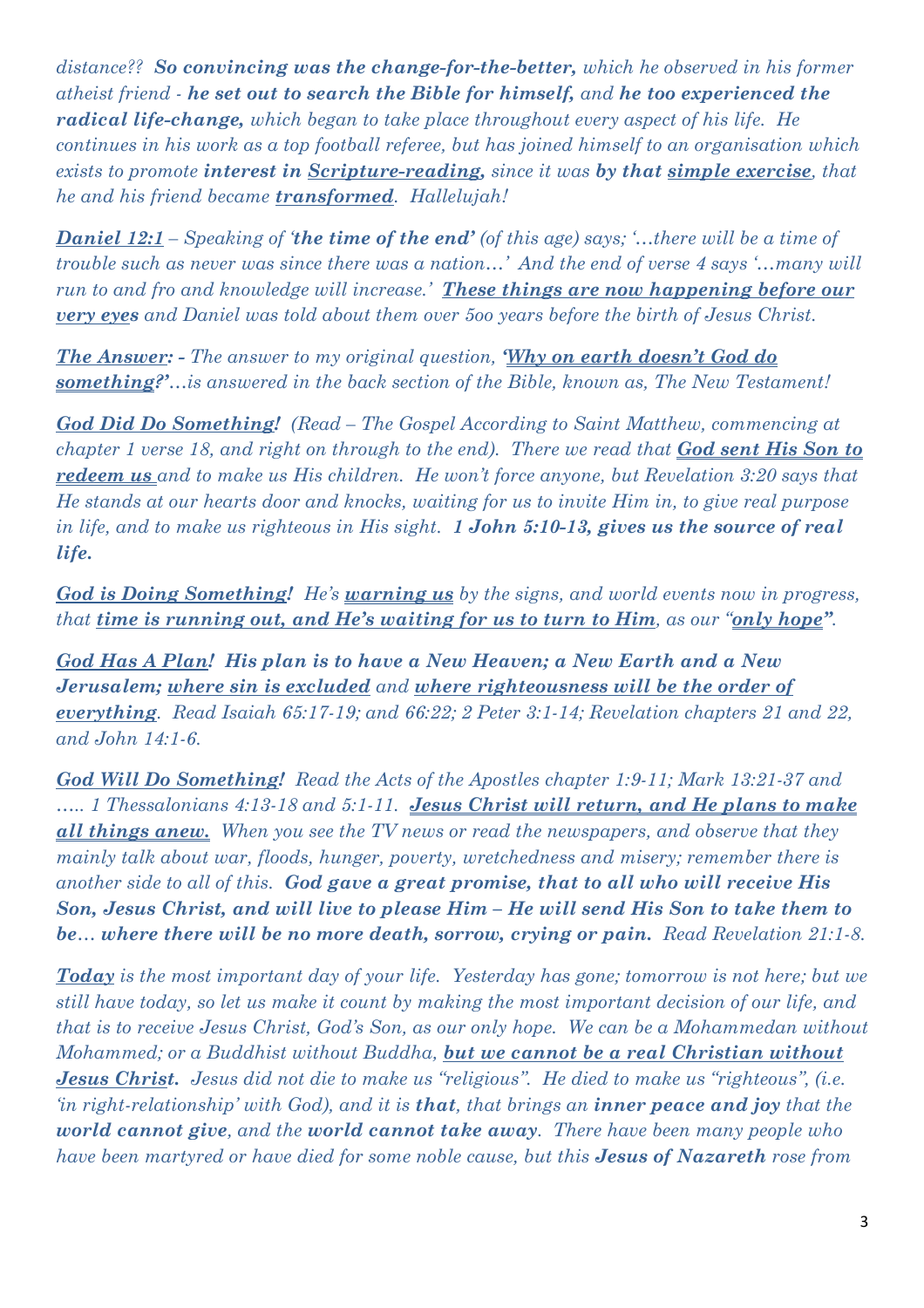*distance?? **So convincing was the change-for-the-better,** which he observed in his former atheist friend - **he set out to search the Bible for himself,** and **he too experienced the radical life-change,** which began to take place throughout every aspect of his life. He continues in his work as a top football referee, but has joined himself to an organisation which exists to promote **interest in Scripture-reading,** since it was **by that simple exercise**, that he and his friend became **transformed**. Hallelujah!*

***Daniel 12:1** – Speaking of '**the time of the end'** (of this age) says; '…there will be a time of trouble such as never was since there was a nation…' And the end of verse 4 says '…many will run to and fro and knowledge will increase.' **These things are now happening before our very eyes** and Daniel was told about them over 5oo years before the birth of Jesus Christ.*

***The Answer:** - The answer to my original question, '**Why on earth doesn't God do something?'**…is answered in the back section of the Bible, known as, The New Testament!*

***God Did Do Something!** (Read – The Gospel According to Saint Matthew, commencing at chapter 1 verse 18, and right on through to the end). There we read that **God sent His Son to redeem us** and to make us His children. He won't force anyone, but Revelation 3:20 says that He stands at our hearts door and knocks, waiting for us to invite Him in, to give real purpose in life, and to make us righteous in His sight. **1 John 5:10-13, gives us the source of real life.***

***God is Doing Something!** He's **warning us** by the signs, and world events now in progress, that **time is running out, and He's waiting for us to turn to Him**, as our "**only hope**".*

***God Has A Plan! His plan is to have a New Heaven; a New Earth and a New Jerusalem; where sin is excluded** and **where righteousness will be the order of everything**. Read Isaiah 65:17-19; and 66:22; 2 Peter 3:1-14; Revelation chapters 21 and 22, and John 14:1-6.*

***God Will Do Something!** Read the Acts of the Apostles chapter 1:9-11; Mark 13:21-37 and ….. 1 Thessalonians 4:13-18 and 5:1-11. **Jesus Christ will return, and He plans to make all things anew.** When you see the TV news or read the newspapers, and observe that they mainly talk about war, floods, hunger, poverty, wretchedness and misery; remember there is another side to all of this. **God gave a great promise, that to all who will receive His Son, Jesus Christ, and will live to please Him – He will send His Son to take them to be… where there will be no more death, sorrow, crying or pain.** Read Revelation 21:1-8.*

***Today** is the most important day of your life. Yesterday has gone; tomorrow is not here; but we still have today, so let us make it count by making the most important decision of our life, and that is to receive Jesus Christ, God's Son, as our only hope. We can be a Mohammedan without Mohammed; or a Buddhist without Buddha, **but we cannot be a real Christian without Jesus Christ.** Jesus did not die to make us "religious". He died to make us "righteous", (i.e. 'in right-relationship' with God), and it is **that**, that brings an **inner peace and joy** that the **world cannot give**, and the **world cannot take away**. There have been many people who have been martyred or have died for some noble cause, but this **Jesus of Nazareth** rose from*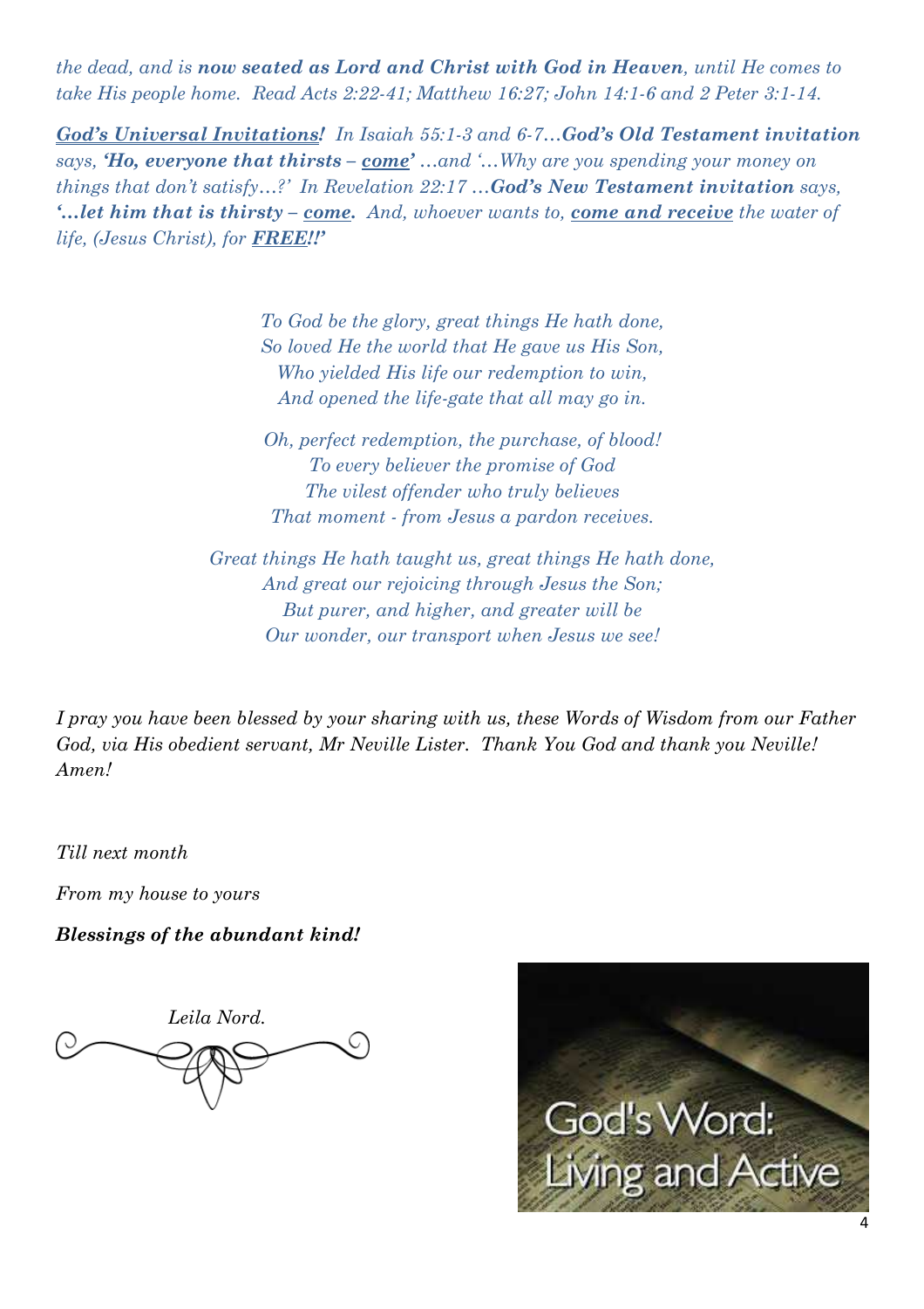*the dead, and is **now seated as Lord and Christ with God in Heaven**, until He comes to take His people home. Read Acts 2:22-41; Matthew 16:27; John 14:1-6 and 2 Peter 3:1-14.*

***God's Universal Invitations!*** *In Isaiah 55:1-3 and 6-7…**God's Old Testament invitation** says, **'Ho, everyone that thirsts – come'** …and '…Why are you spending your money on things that don't satisfy…?' In Revelation 22:17 …**God's New Testament invitation** says, **'…let him that is thirsty – come.** And, whoever wants to, **come and receive** the water of life, (Jesus Christ), for **FREE!!'***

*To God be the glory, great things He hath done,*
*So loved He the world that He gave us His Son,*
*Who yielded His life our redemption to win,*
*And opened the life-gate that all may go in.*

*Oh, perfect redemption, the purchase, of blood!*
*To every believer the promise of God*
*The vilest offender who truly believes*
*That moment - from Jesus a pardon receives.*

*Great things He hath taught us, great things He hath done,*
*And great our rejoicing through Jesus the Son;*
*But purer, and higher, and greater will be*
*Our wonder, our transport when Jesus we see!*

*I pray you have been blessed by your sharing with us, these Words of Wisdom from our Father God, via His obedient servant, Mr Neville Lister. Thank You God and thank you Neville! Amen!*

*Till next month*

*From my house to yours*

***Blessings of the abundant kind!***

*Leila Nord.*

God's Word: Living and Active